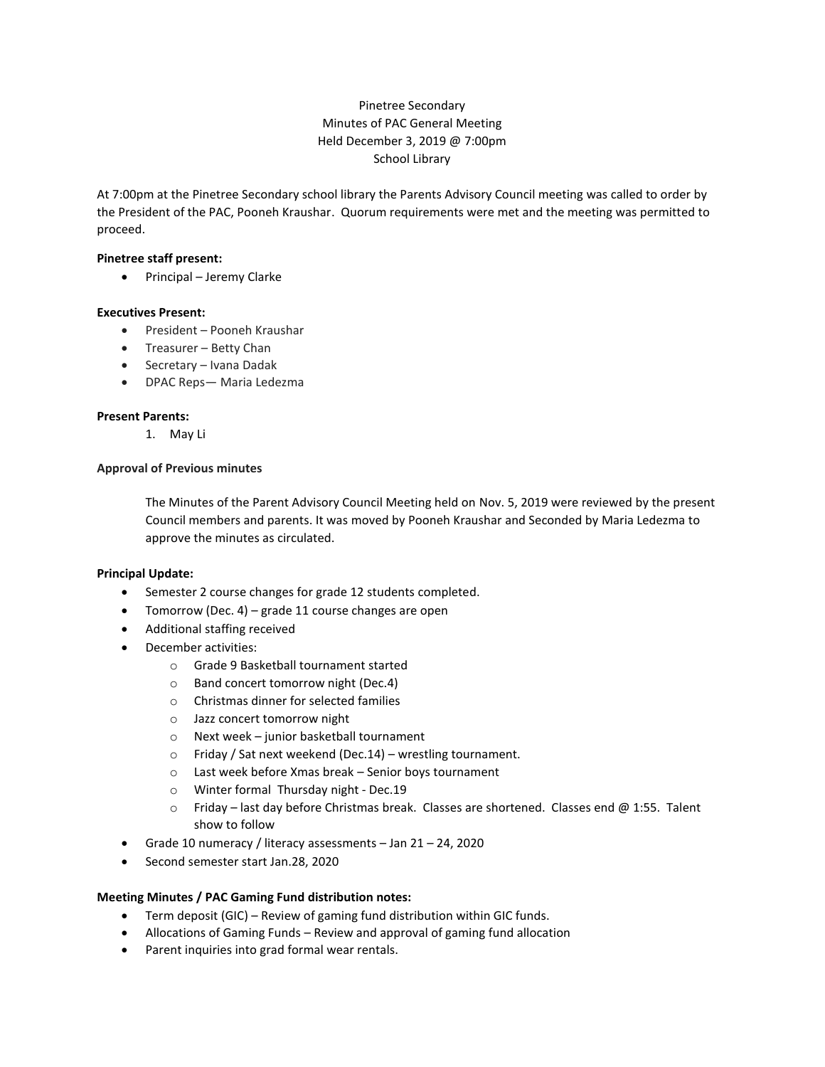Pinetree Secondary
Minutes of PAC General Meeting
Held December 3, 2019 @ 7:00pm
School Library

At 7:00pm at the Pinetree Secondary school library the Parents Advisory Council meeting was called to order by the President of the PAC, Pooneh Kraushar. Quorum requirements were met and the meeting was permitted to proceed.

**Pinetree staff present:**

- Principal – Jeremy Clarke

**Executives Present:**

- President – Pooneh Kraushar
- Treasurer – Betty Chan
- Secretary – Ivana Dadak
- DPAC Reps— Maria Ledezma

**Present Parents:**

1. May Li

**Approval of Previous minutes**

The Minutes of the Parent Advisory Council Meeting held on Nov. 5, 2019 were reviewed by the present Council members and parents. It was moved by Pooneh Kraushar and Seconded by Maria Ledezma to approve the minutes as circulated.

**Principal Update:**

- Semester 2 course changes for grade 12 students completed.
- Tomorrow (Dec. 4) – grade 11 course changes are open
- Additional staffing received
- December activities:
  - Grade 9 Basketball tournament started
  - Band concert tomorrow night (Dec.4)
  - Christmas dinner for selected families
  - Jazz concert tomorrow night
  - Next week – junior basketball tournament
  - Friday / Sat next weekend (Dec.14) – wrestling tournament.
  - Last week before Xmas break – Senior boys tournament
  - Winter formal Thursday night - Dec.19
  - Friday – last day before Christmas break. Classes are shortened. Classes end @ 1:55. Talent show to follow
- Grade 10 numeracy / literacy assessments – Jan 21 – 24, 2020
- Second semester start Jan.28, 2020

**Meeting Minutes / PAC Gaming Fund distribution notes:**

- Term deposit (GIC) – Review of gaming fund distribution within GIC funds.
- Allocations of Gaming Funds – Review and approval of gaming fund allocation
- Parent inquiries into grad formal wear rentals.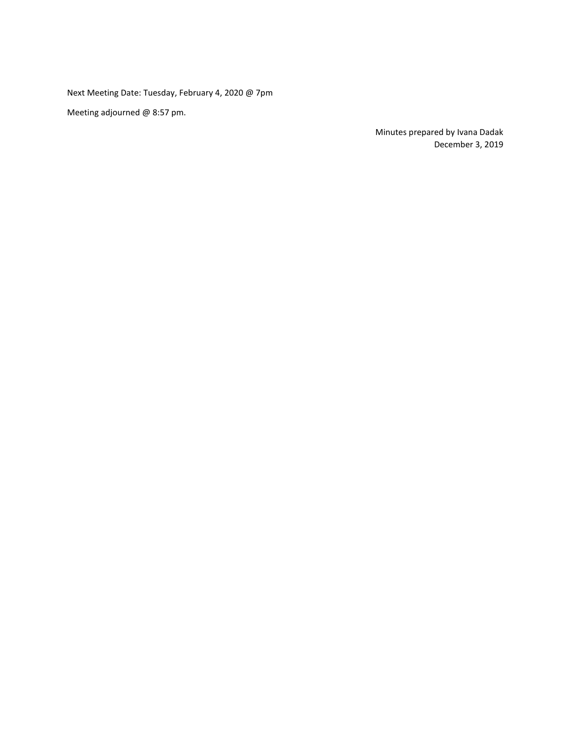Next Meeting Date: Tuesday, February 4, 2020 @ 7pm

Meeting adjourned @ 8:57 pm.

Minutes prepared by Ivana Dadak
December 3, 2019